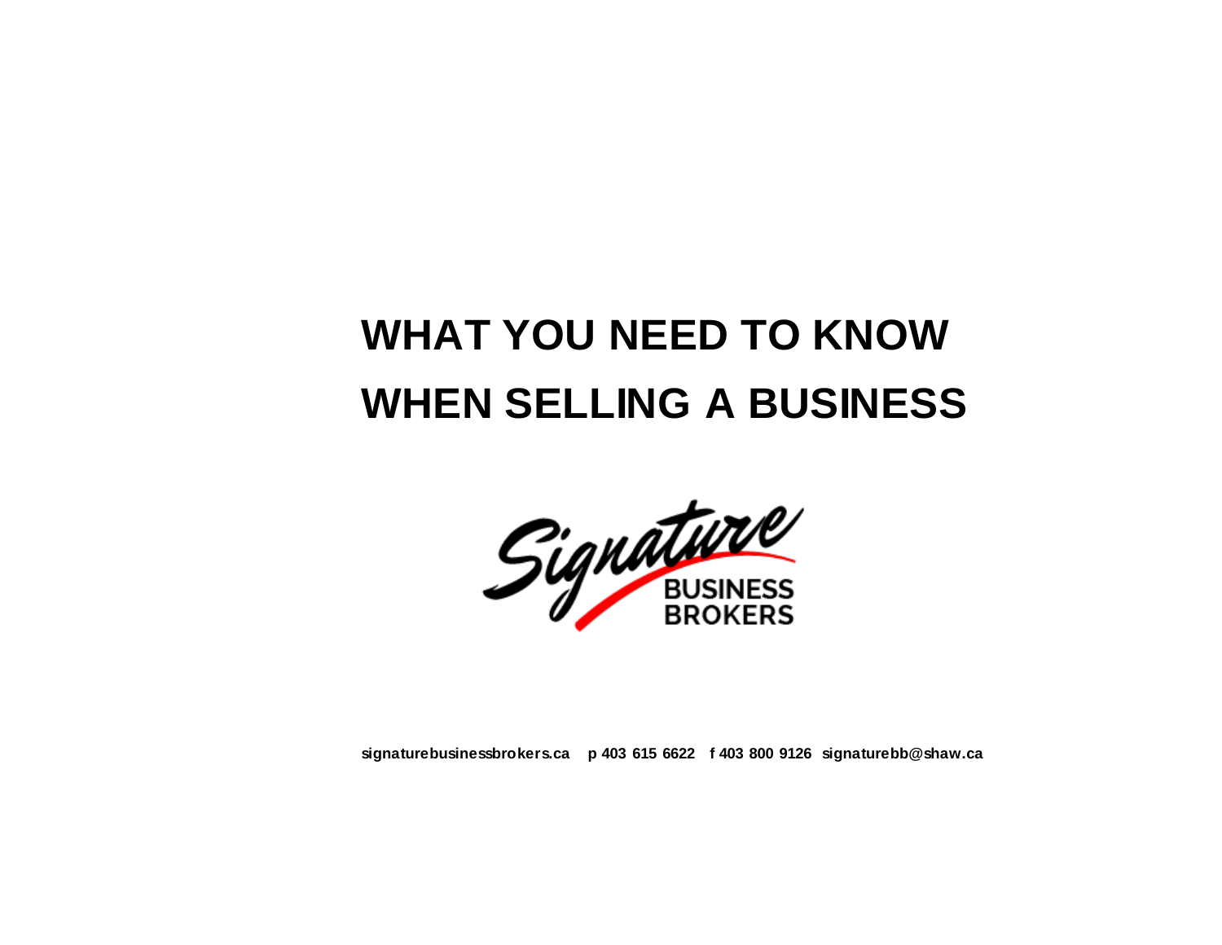# WHAT YOU NEED TO KNOW WHEN SELLING A BUSINESS

Signature BUSINESS BROKERS

**signaturebusinessbrokers.ca p 403 615 6622 f 403 800 9126 signaturebb@shaw.ca**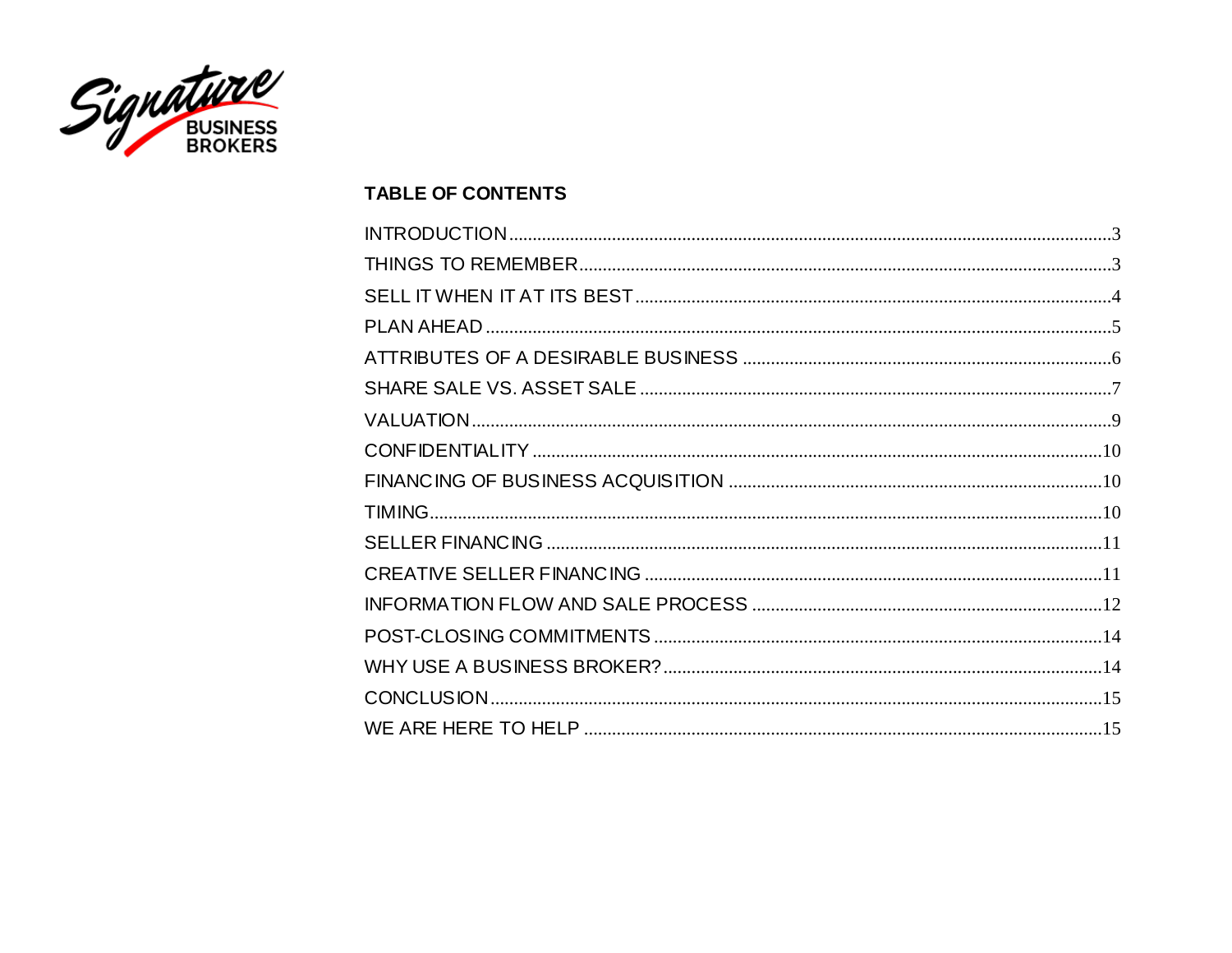## TABLE OF CONTENTS

| Section | Page |
|---|---|
| INTRODUCTION | 3 |
| THINGS TO REMEMBER | 3 |
| SELL IT WHEN IT AT ITS BEST | 4 |
| PLAN AHEAD | 5 |
| ATTRIBUTES OF A DESIRABLE BUSINESS | 6 |
| SHARE SALE VS. ASSET SALE | 7 |
| VALUATION | 9 |
| CONFIDENTIALITY | 10 |
| FINANCING OF BUSINESS ACQUISITION | 10 |
| TIMING | 10 |
| SELLER FINANCING | 11 |
| CREATIVE SELLER FINANCING | 11 |
| INFORMATION FLOW AND SALE PROCESS | 12 |
| POST-CLOSING COMMITMENTS | 14 |
| WHY USE A BUSINESS BROKER? | 14 |
| CONCLUSION | 15 |
| WE ARE HERE TO HELP | 15 |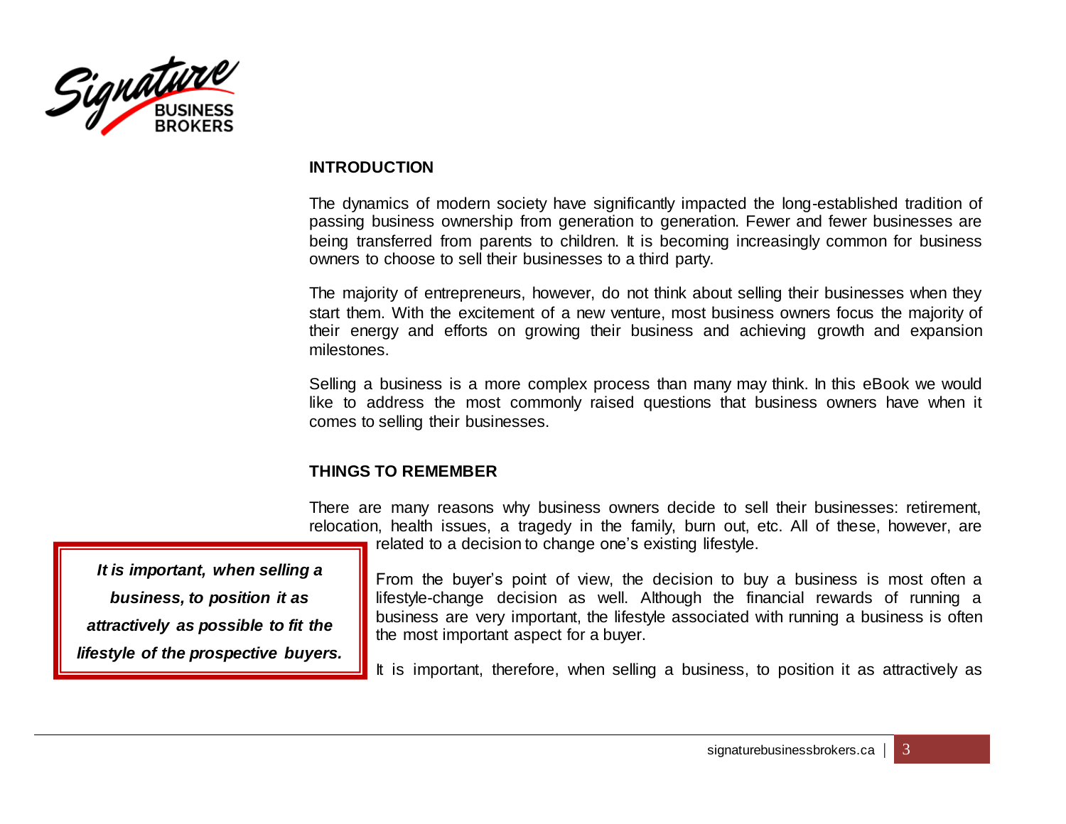## INTRODUCTION

The dynamics of modern society have significantly impacted the long-established tradition of passing business ownership from generation to generation. Fewer and fewer businesses are being transferred from parents to children. It is becoming increasingly common for business owners to choose to sell their businesses to a third party.

The majority of entrepreneurs, however, do not think about selling their businesses when they start them. With the excitement of a new venture, most business owners focus the majority of their energy and efforts on growing their business and achieving growth and expansion milestones.

Selling a business is a more complex process than many may think. In this eBook we would like to address the most commonly raised questions that business owners have when it comes to selling their businesses.

## THINGS TO REMEMBER

There are many reasons why business owners decide to sell their businesses: retirement, relocation, health issues, a tragedy in the family, burn out, etc. All of these, however, are related to a decision to change one's existing lifestyle.

> ***It is important, when selling a business, to position it as attractively as possible to fit the lifestyle of the prospective buyers.***

From the buyer's point of view, the decision to buy a business is most often a lifestyle-change decision as well. Although the financial rewards of running a business are very important, the lifestyle associated with running a business is often the most important aspect for a buyer.

It is important, therefore, when selling a business, to position it as attractively as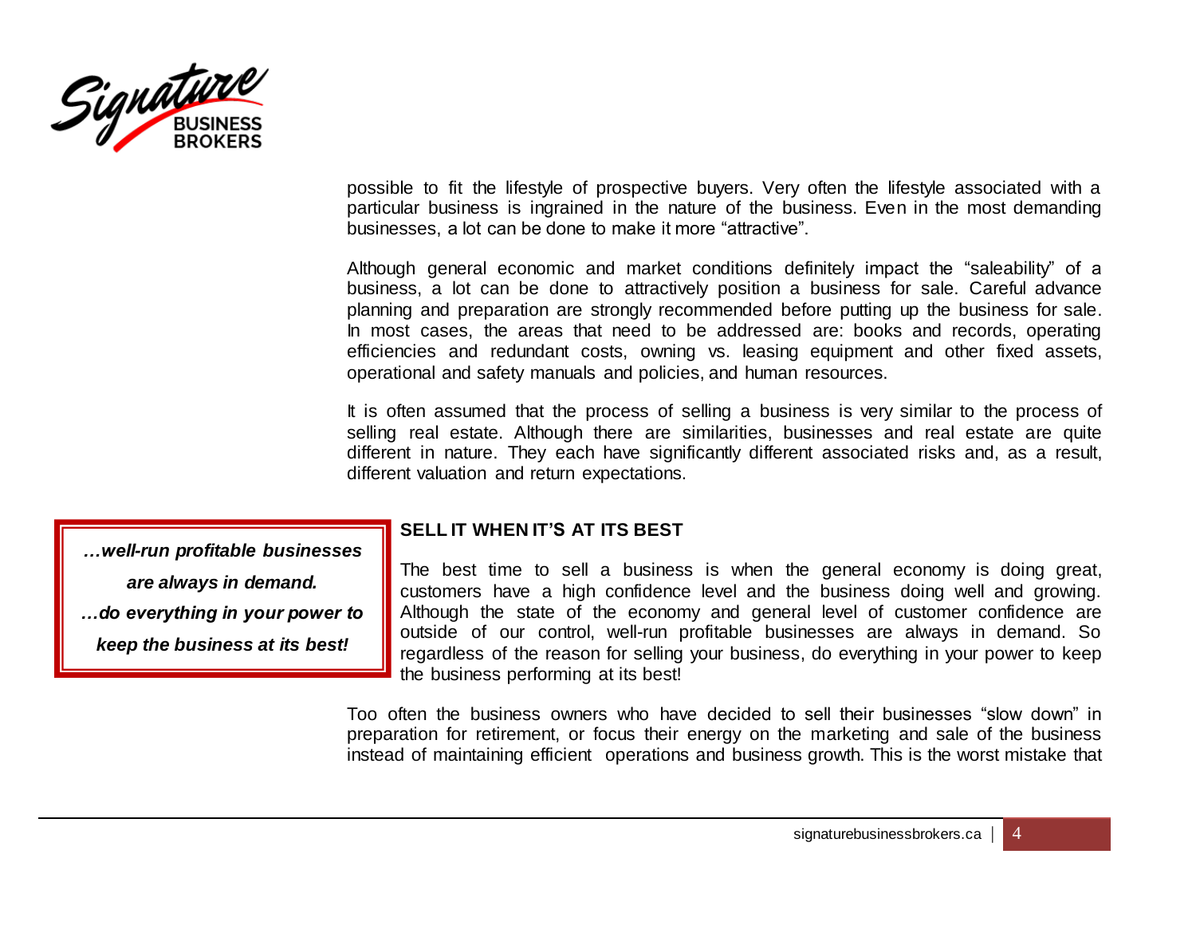possible to fit the lifestyle of prospective buyers. Very often the lifestyle associated with a particular business is ingrained in the nature of the business. Even in the most demanding businesses, a lot can be done to make it more "attractive".

Although general economic and market conditions definitely impact the "saleability" of a business, a lot can be done to attractively position a business for sale. Careful advance planning and preparation are strongly recommended before putting up the business for sale. In most cases, the areas that need to be addressed are: books and records, operating efficiencies and redundant costs, owning vs. leasing equipment and other fixed assets, operational and safety manuals and policies, and human resources.

It is often assumed that the process of selling a business is very similar to the process of selling real estate. Although there are similarities, businesses and real estate are quite different in nature. They each have significantly different associated risks and, as a result, different valuation and return expectations.

> ***…well-run profitable businesses are always in demand.***
>
> ***…do everything in your power to keep the business at its best!***

**SELL IT WHEN IT'S AT ITS BEST**

The best time to sell a business is when the general economy is doing great, customers have a high confidence level and the business doing well and growing. Although the state of the economy and general level of customer confidence are outside of our control, well-run profitable businesses are always in demand. So regardless of the reason for selling your business, do everything in your power to keep the business performing at its best!

Too often the business owners who have decided to sell their businesses "slow down" in preparation for retirement, or focus their energy on the marketing and sale of the business instead of maintaining efficient operations and business growth. This is the worst mistake that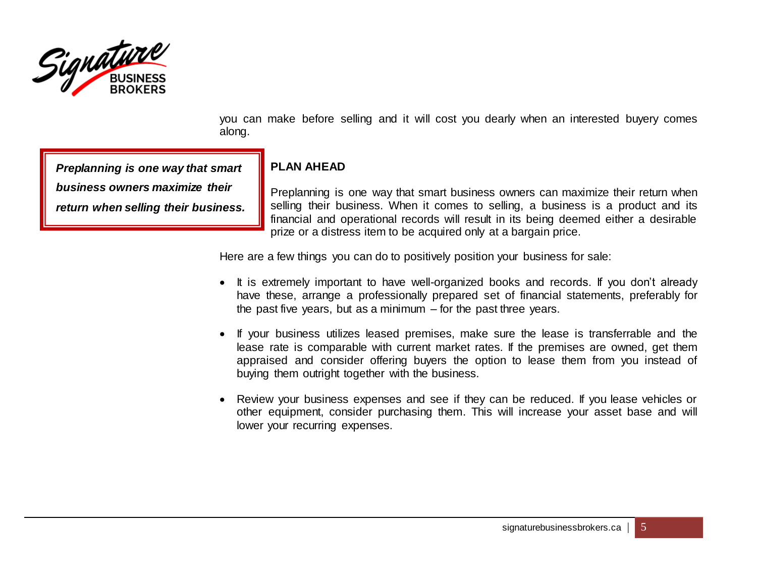you can make before selling and it will cost you dearly when an interested buyery comes along.

> ***Preplanning is one way that smart business owners maximize their return when selling their business.***

**PLAN AHEAD**

Preplanning is one way that smart business owners can maximize their return when selling their business. When it comes to selling, a business is a product and its financial and operational records will result in its being deemed either a desirable prize or a distress item to be acquired only at a bargain price.

Here are a few things you can do to positively position your business for sale:

- It is extremely important to have well-organized books and records. If you don't already have these, arrange a professionally prepared set of financial statements, preferably for the past five years, but as a minimum – for the past three years.
- If your business utilizes leased premises, make sure the lease is transferrable and the lease rate is comparable with current market rates. If the premises are owned, get them appraised and consider offering buyers the option to lease them from you instead of buying them outright together with the business.
- Review your business expenses and see if they can be reduced. If you lease vehicles or other equipment, consider purchasing them. This will increase your asset base and will lower your recurring expenses.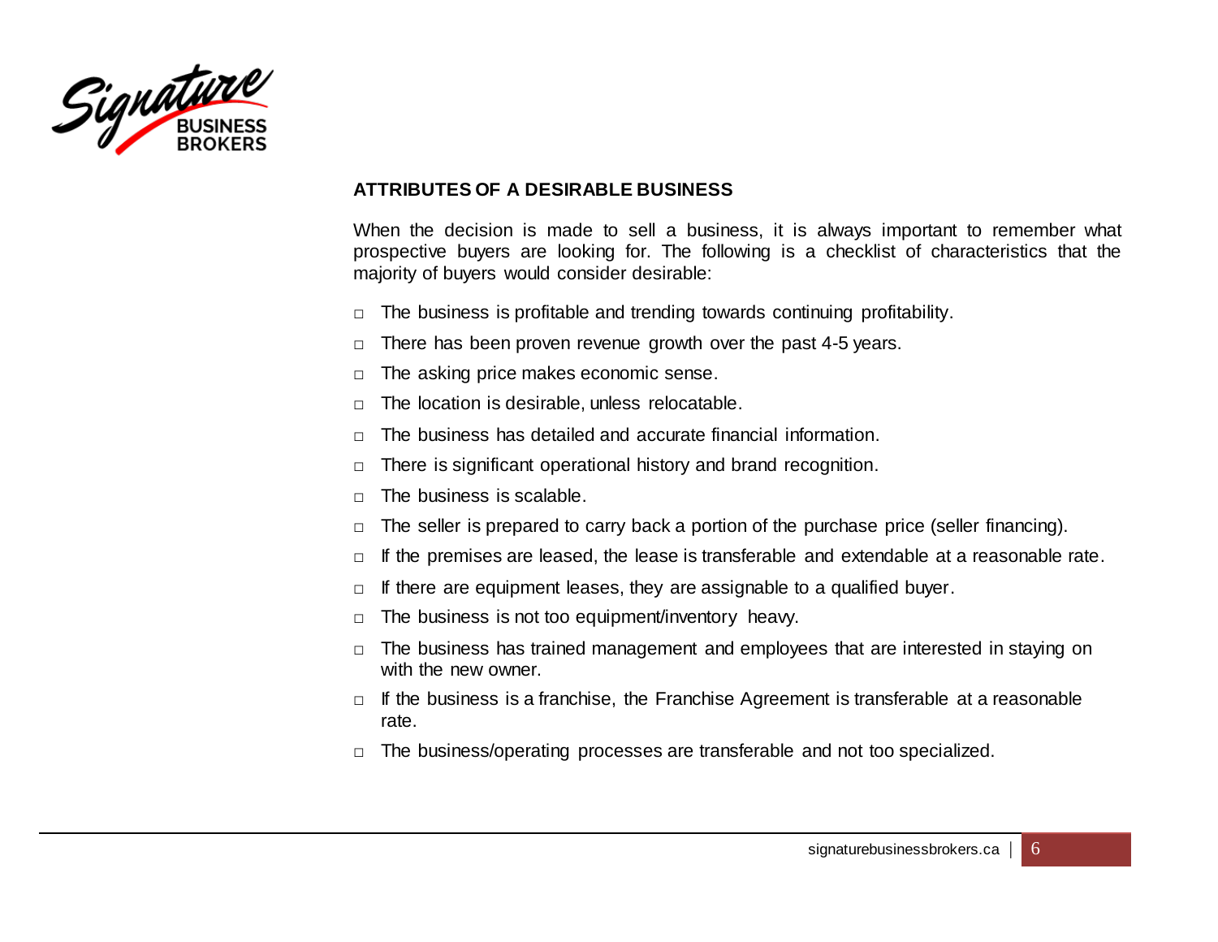## ATTRIBUTES OF A DESIRABLE BUSINESS

When the decision is made to sell a business, it is always important to remember what prospective buyers are looking for. The following is a checklist of characteristics that the majority of buyers would consider desirable:

- ☐ The business is profitable and trending towards continuing profitability.
- ☐ There has been proven revenue growth over the past 4-5 years.
- ☐ The asking price makes economic sense.
- ☐ The location is desirable, unless relocatable.
- ☐ The business has detailed and accurate financial information.
- ☐ There is significant operational history and brand recognition.
- ☐ The business is scalable.
- ☐ The seller is prepared to carry back a portion of the purchase price (seller financing).
- ☐ If the premises are leased, the lease is transferable and extendable at a reasonable rate.
- ☐ If there are equipment leases, they are assignable to a qualified buyer.
- ☐ The business is not too equipment/inventory heavy.
- ☐ The business has trained management and employees that are interested in staying on with the new owner.
- ☐ If the business is a franchise, the Franchise Agreement is transferable at a reasonable rate.
- ☐ The business/operating processes are transferable and not too specialized.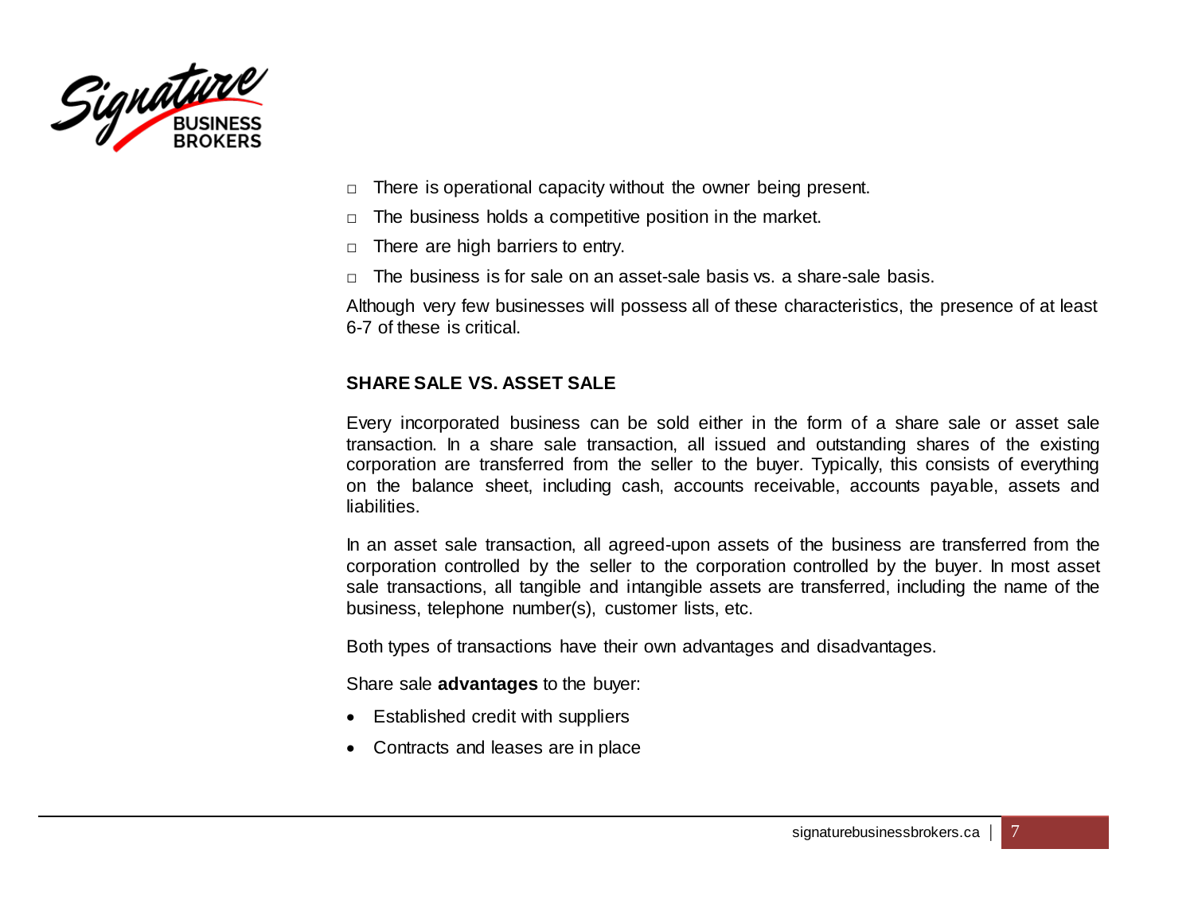- There is operational capacity without the owner being present.
- The business holds a competitive position in the market.
- There are high barriers to entry.
- The business is for sale on an asset-sale basis vs. a share-sale basis.

Although very few businesses will possess all of these characteristics, the presence of at least 6-7 of these is critical.

## SHARE SALE VS. ASSET SALE

Every incorporated business can be sold either in the form of a share sale or asset sale transaction. In a share sale transaction, all issued and outstanding shares of the existing corporation are transferred from the seller to the buyer. Typically, this consists of everything on the balance sheet, including cash, accounts receivable, accounts payable, assets and liabilities.

In an asset sale transaction, all agreed-upon assets of the business are transferred from the corporation controlled by the seller to the corporation controlled by the buyer. In most asset sale transactions, all tangible and intangible assets are transferred, including the name of the business, telephone number(s), customer lists, etc.

Both types of transactions have their own advantages and disadvantages.

Share sale **advantages** to the buyer:

- Established credit with suppliers
- Contracts and leases are in place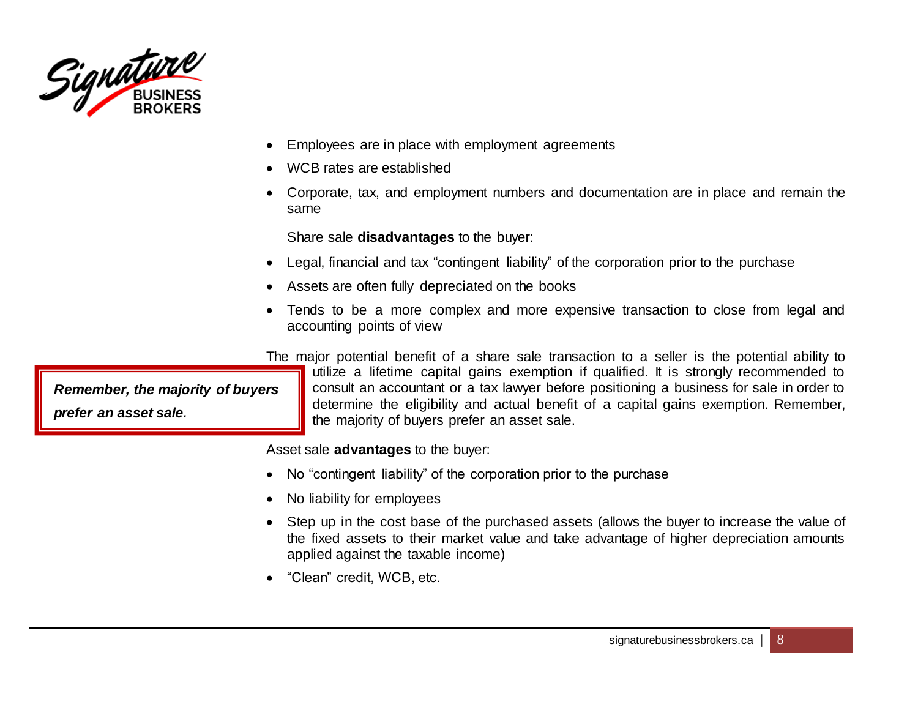- Employees are in place with employment agreements
- WCB rates are established
- Corporate, tax, and employment numbers and documentation are in place and remain the same

Share sale **disadvantages** to the buyer:

- Legal, financial and tax “contingent liability” of the corporation prior to the purchase
- Assets are often fully depreciated on the books
- Tends to be a more complex and more expensive transaction to close from legal and accounting points of view

The major potential benefit of a share sale transaction to a seller is the potential ability to utilize a lifetime capital gains exemption if qualified. It is strongly recommended to consult an accountant or a tax lawyer before positioning a business for sale in order to determine the eligibility and actual benefit of a capital gains exemption. Remember, the majority of buyers prefer an asset sale.

> ***Remember, the majority of buyers prefer an asset sale.***

Asset sale **advantages** to the buyer:

- No “contingent liability” of the corporation prior to the purchase
- No liability for employees
- Step up in the cost base of the purchased assets (allows the buyer to increase the value of the fixed assets to their market value and take advantage of higher depreciation amounts applied against the taxable income)
- “Clean” credit, WCB, etc.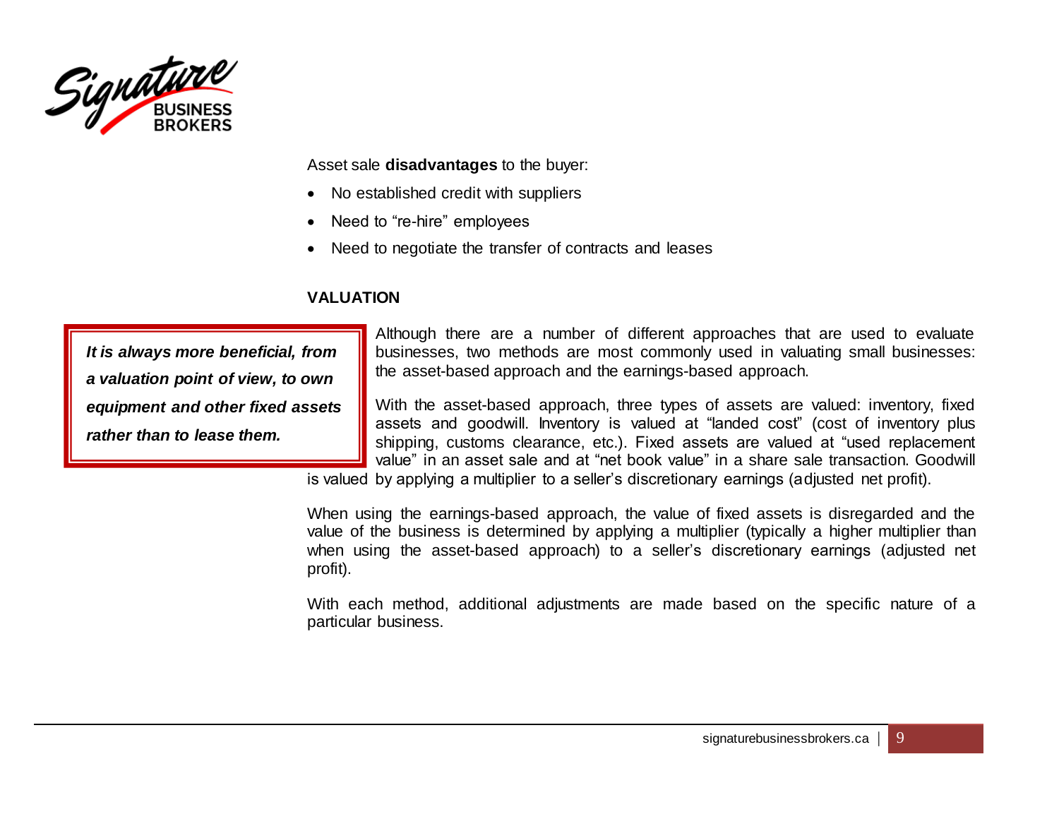Asset sale **disadvantages** to the buyer:

- No established credit with suppliers
- Need to "re-hire" employees
- Need to negotiate the transfer of contracts and leases

## VALUATION

> ***It is always more beneficial, from a valuation point of view, to own equipment and other fixed assets rather than to lease them.***

Although there are a number of different approaches that are used to evaluate businesses, two methods are most commonly used in valuating small businesses: the asset-based approach and the earnings-based approach.

With the asset-based approach, three types of assets are valued: inventory, fixed assets and goodwill. Inventory is valued at "landed cost" (cost of inventory plus shipping, customs clearance, etc.). Fixed assets are valued at "used replacement value" in an asset sale and at "net book value" in a share sale transaction. Goodwill is valued by applying a multiplier to a seller's discretionary earnings (adjusted net profit).

When using the earnings-based approach, the value of fixed assets is disregarded and the value of the business is determined by applying a multiplier (typically a higher multiplier than when using the asset-based approach) to a seller's discretionary earnings (adjusted net profit).

With each method, additional adjustments are made based on the specific nature of a particular business.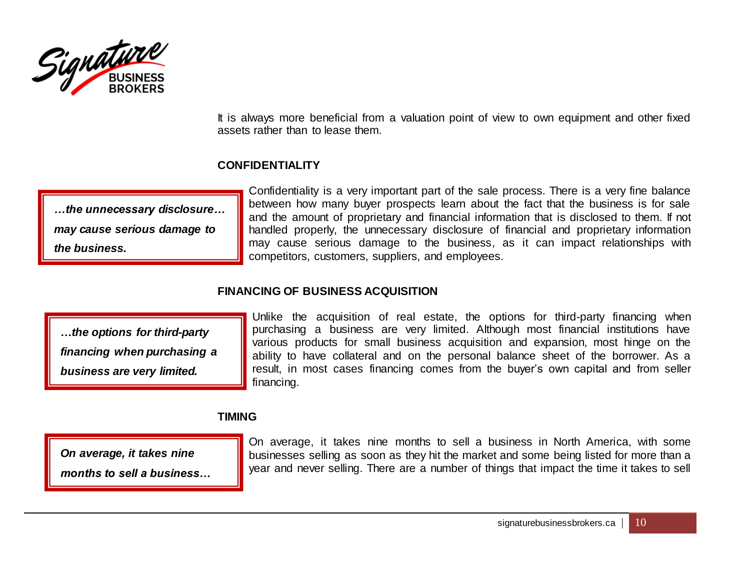It is always more beneficial from a valuation point of view to own equipment and other fixed assets rather than to lease them.

## CONFIDENTIALITY

> ***…the unnecessary disclosure… may cause serious damage to the business.***

Confidentiality is a very important part of the sale process. There is a very fine balance between how many buyer prospects learn about the fact that the business is for sale and the amount of proprietary and financial information that is disclosed to them. If not handled properly, the unnecessary disclosure of financial and proprietary information may cause serious damage to the business, as it can impact relationships with competitors, customers, suppliers, and employees.

## FINANCING OF BUSINESS ACQUISITION

> ***…the options for third-party financing when purchasing a business are very limited.***

Unlike the acquisition of real estate, the options for third-party financing when purchasing a business are very limited. Although most financial institutions have various products for small business acquisition and expansion, most hinge on the ability to have collateral and on the personal balance sheet of the borrower. As a result, in most cases financing comes from the buyer's own capital and from seller financing.

## TIMING

> ***On average, it takes nine months to sell a business…***

On average, it takes nine months to sell a business in North America, with some businesses selling as soon as they hit the market and some being listed for more than a year and never selling. There are a number of things that impact the time it takes to sell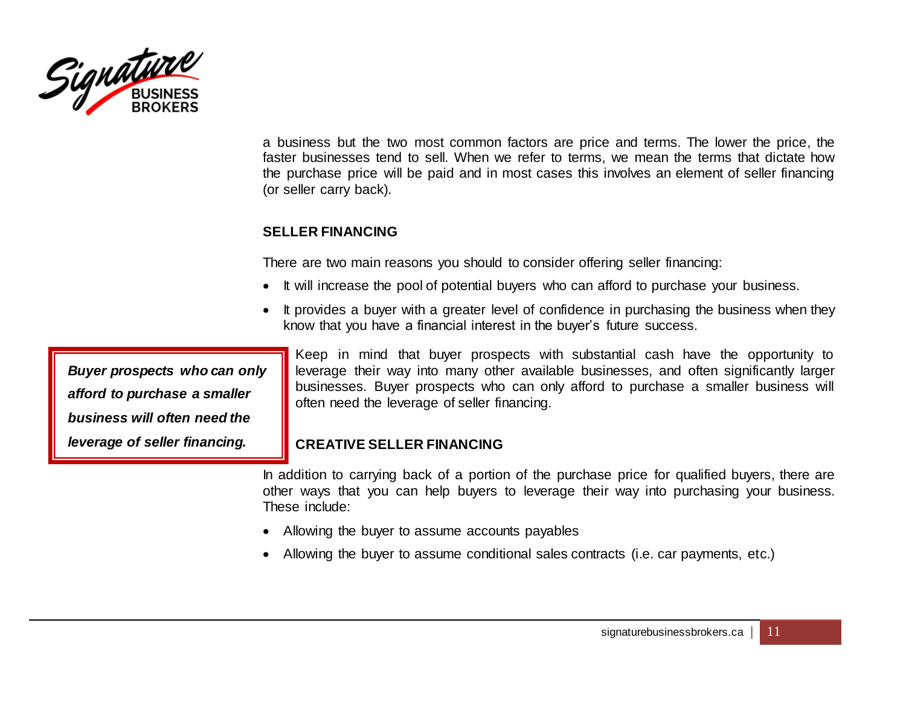a business but the two most common factors are price and terms. The lower the price, the faster businesses tend to sell. When we refer to terms, we mean the terms that dictate how the purchase price will be paid and in most cases this involves an element of seller financing (or seller carry back).

## SELLER FINANCING

There are two main reasons you should to consider offering seller financing:

- It will increase the pool of potential buyers who can afford to purchase your business.
- It provides a buyer with a greater level of confidence in purchasing the business when they know that you have a financial interest in the buyer's future success.

> ***Buyer prospects who can only afford to purchase a smaller business will often need the leverage of seller financing.***

Keep in mind that buyer prospects with substantial cash have the opportunity to leverage their way into many other available businesses, and often significantly larger businesses. Buyer prospects who can only afford to purchase a smaller business will often need the leverage of seller financing.

## CREATIVE SELLER FINANCING

In addition to carrying back of a portion of the purchase price for qualified buyers, there are other ways that you can help buyers to leverage their way into purchasing your business. These include:

- Allowing the buyer to assume accounts payables
- Allowing the buyer to assume conditional sales contracts (i.e. car payments, etc.)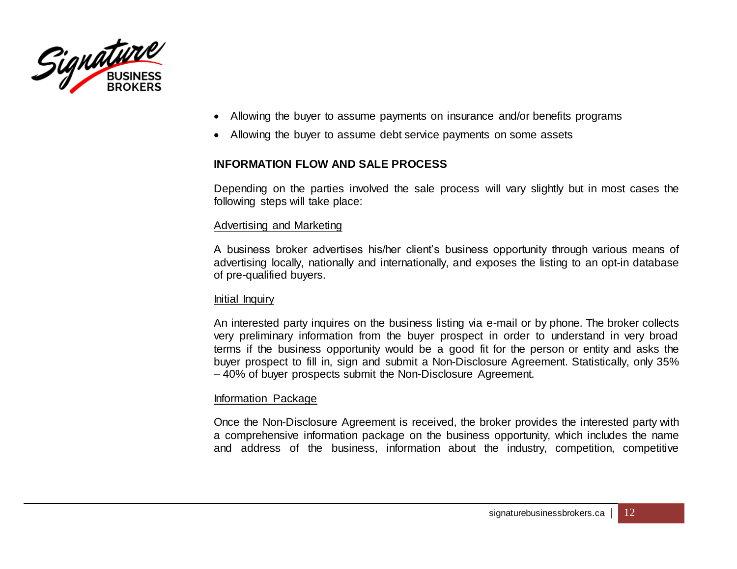- Allowing the buyer to assume payments on insurance and/or benefits programs
- Allowing the buyer to assume debt service payments on some assets

## INFORMATION FLOW AND SALE PROCESS

Depending on the parties involved the sale process will vary slightly but in most cases the following steps will take place:

### Advertising and Marketing

A business broker advertises his/her client's business opportunity through various means of advertising locally, nationally and internationally, and exposes the listing to an opt-in database of pre-qualified buyers.

### Initial Inquiry

An interested party inquires on the business listing via e-mail or by phone. The broker collects very preliminary information from the buyer prospect in order to understand in very broad terms if the business opportunity would be a good fit for the person or entity and asks the buyer prospect to fill in, sign and submit a Non-Disclosure Agreement. Statistically, only 35% – 40% of buyer prospects submit the Non-Disclosure Agreement.

### Information Package

Once the Non-Disclosure Agreement is received, the broker provides the interested party with a comprehensive information package on the business opportunity, which includes the name and address of the business, information about the industry, competition, competitive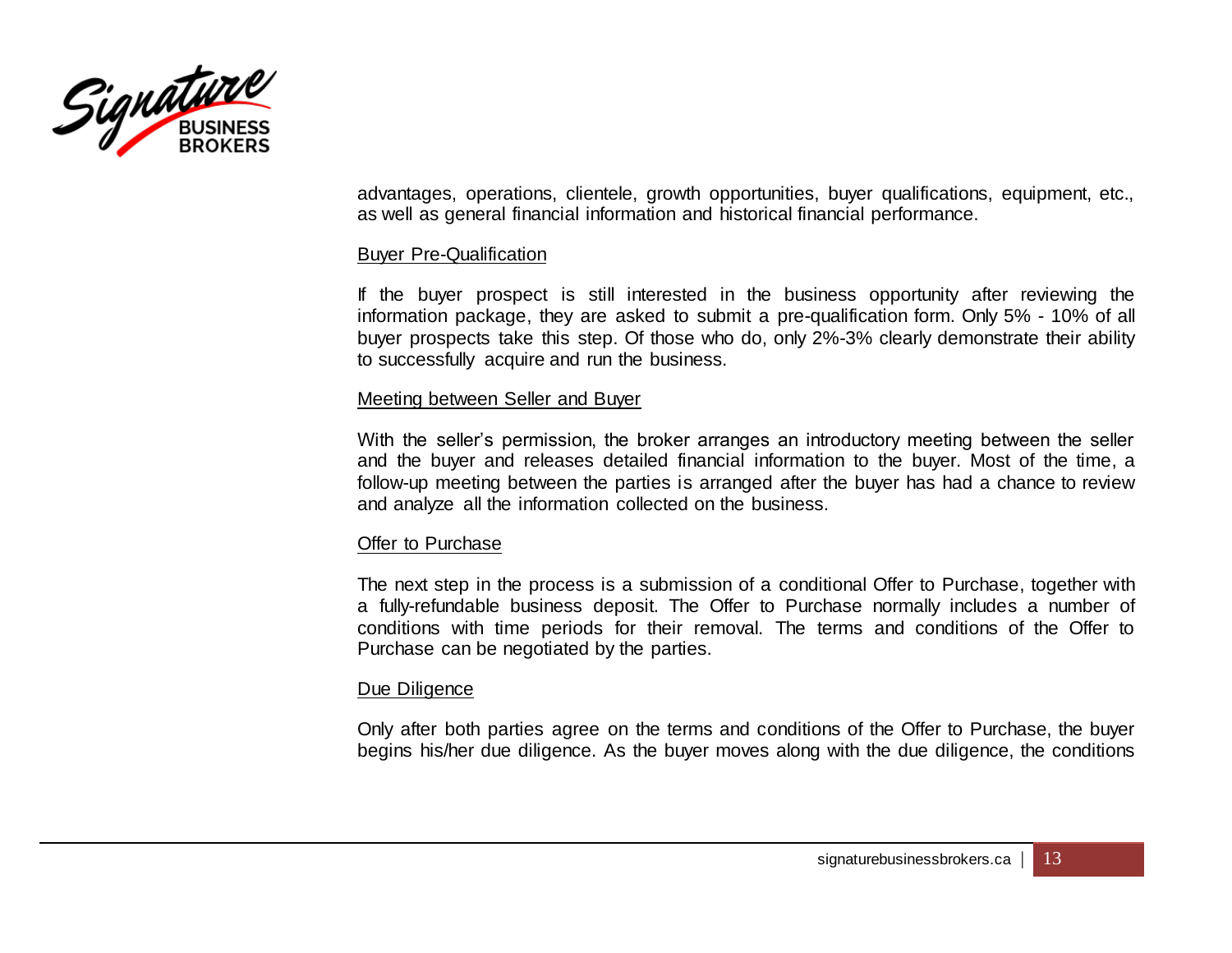advantages, operations, clientele, growth opportunities, buyer qualifications, equipment, etc., as well as general financial information and historical financial performance.

Buyer Pre-Qualification

If the buyer prospect is still interested in the business opportunity after reviewing the information package, they are asked to submit a pre-qualification form. Only 5% - 10% of all buyer prospects take this step. Of those who do, only 2%-3% clearly demonstrate their ability to successfully acquire and run the business.

Meeting between Seller and Buyer

With the seller's permission, the broker arranges an introductory meeting between the seller and the buyer and releases detailed financial information to the buyer. Most of the time, a follow-up meeting between the parties is arranged after the buyer has had a chance to review and analyze all the information collected on the business.

Offer to Purchase

The next step in the process is a submission of a conditional Offer to Purchase, together with a fully-refundable business deposit. The Offer to Purchase normally includes a number of conditions with time periods for their removal. The terms and conditions of the Offer to Purchase can be negotiated by the parties.

Due Diligence

Only after both parties agree on the terms and conditions of the Offer to Purchase, the buyer begins his/her due diligence. As the buyer moves along with the due diligence, the conditions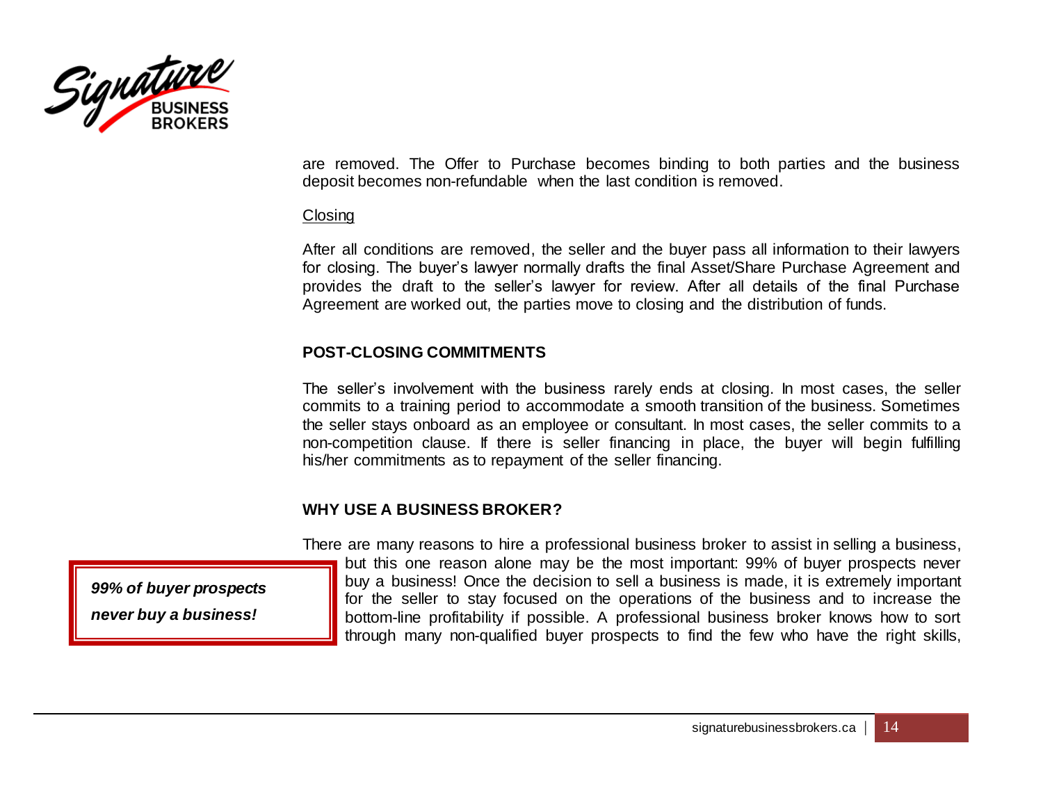are removed. The Offer to Purchase becomes binding to both parties and the business deposit becomes non-refundable when the last condition is removed.

Closing

After all conditions are removed, the seller and the buyer pass all information to their lawyers for closing. The buyer's lawyer normally drafts the final Asset/Share Purchase Agreement and provides the draft to the seller's lawyer for review. After all details of the final Purchase Agreement are worked out, the parties move to closing and the distribution of funds.

## POST-CLOSING COMMITMENTS

The seller's involvement with the business rarely ends at closing. In most cases, the seller commits to a training period to accommodate a smooth transition of the business. Sometimes the seller stays onboard as an employee or consultant. In most cases, the seller commits to a non-competition clause. If there is seller financing in place, the buyer will begin fulfilling his/her commitments as to repayment of the seller financing.

## WHY USE A BUSINESS BROKER?

> ***99% of buyer prospects never buy a business!***

There are many reasons to hire a professional business broker to assist in selling a business, but this one reason alone may be the most important: 99% of buyer prospects never buy a business! Once the decision to sell a business is made, it is extremely important for the seller to stay focused on the operations of the business and to increase the bottom-line profitability if possible. A professional business broker knows how to sort through many non-qualified buyer prospects to find the few who have the right skills,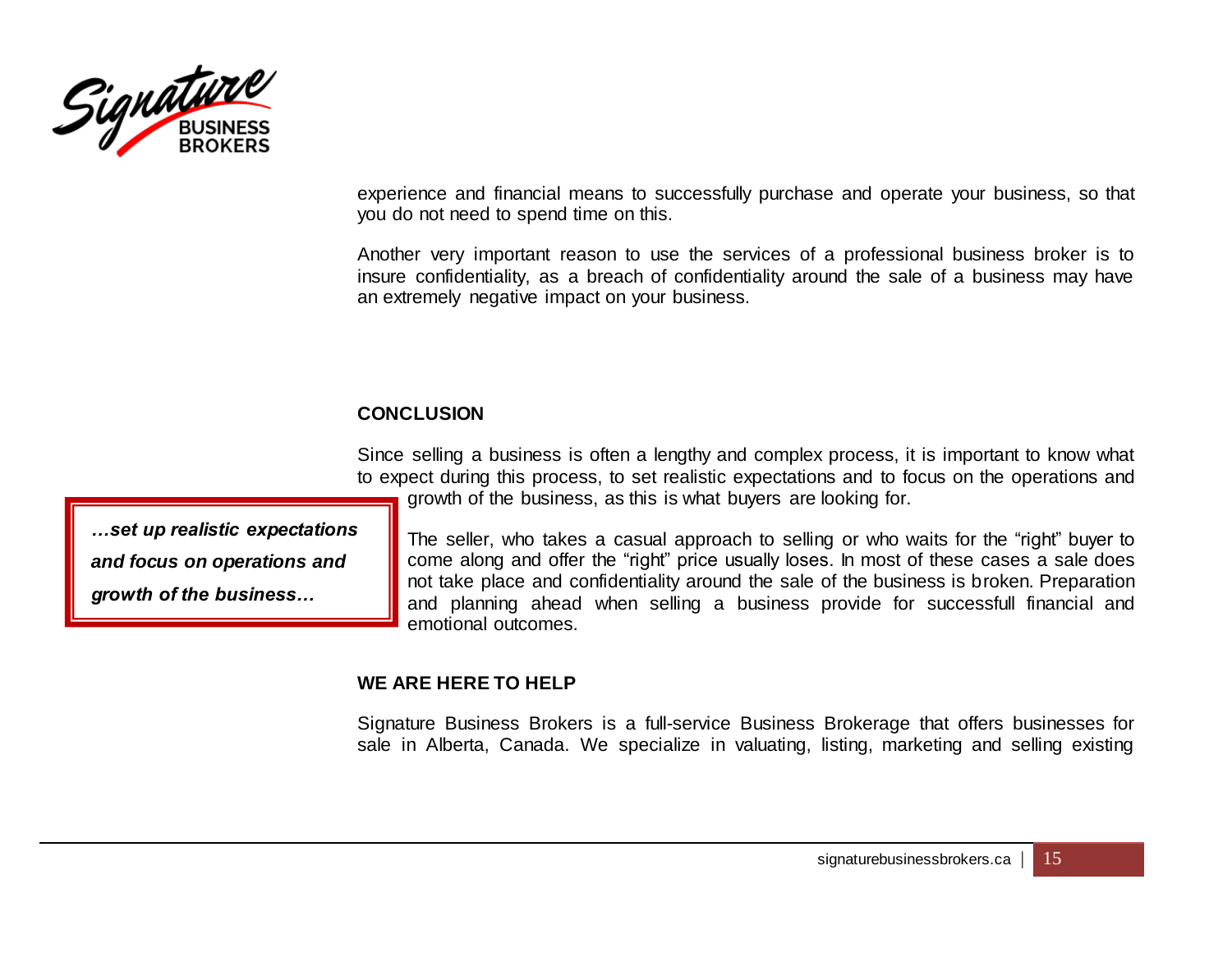experience and financial means to successfully purchase and operate your business, so that you do not need to spend time on this.

Another very important reason to use the services of a professional business broker is to insure confidentiality, as a breach of confidentiality around the sale of a business may have an extremely negative impact on your business.

**CONCLUSION**

Since selling a business is often a lengthy and complex process, it is important to know what to expect during this process, to set realistic expectations and to focus on the operations and growth of the business, as this is what buyers are looking for.

> ***…set up realistic expectations and focus on operations and growth of the business…***

The seller, who takes a casual approach to selling or who waits for the "right" buyer to come along and offer the "right" price usually loses. In most of these cases a sale does not take place and confidentiality around the sale of the business is broken. Preparation and planning ahead when selling a business provide for successfull financial and emotional outcomes.

**WE ARE HERE TO HELP**

Signature Business Brokers is a full-service Business Brokerage that offers businesses for sale in Alberta, Canada. We specialize in valuating, listing, marketing and selling existing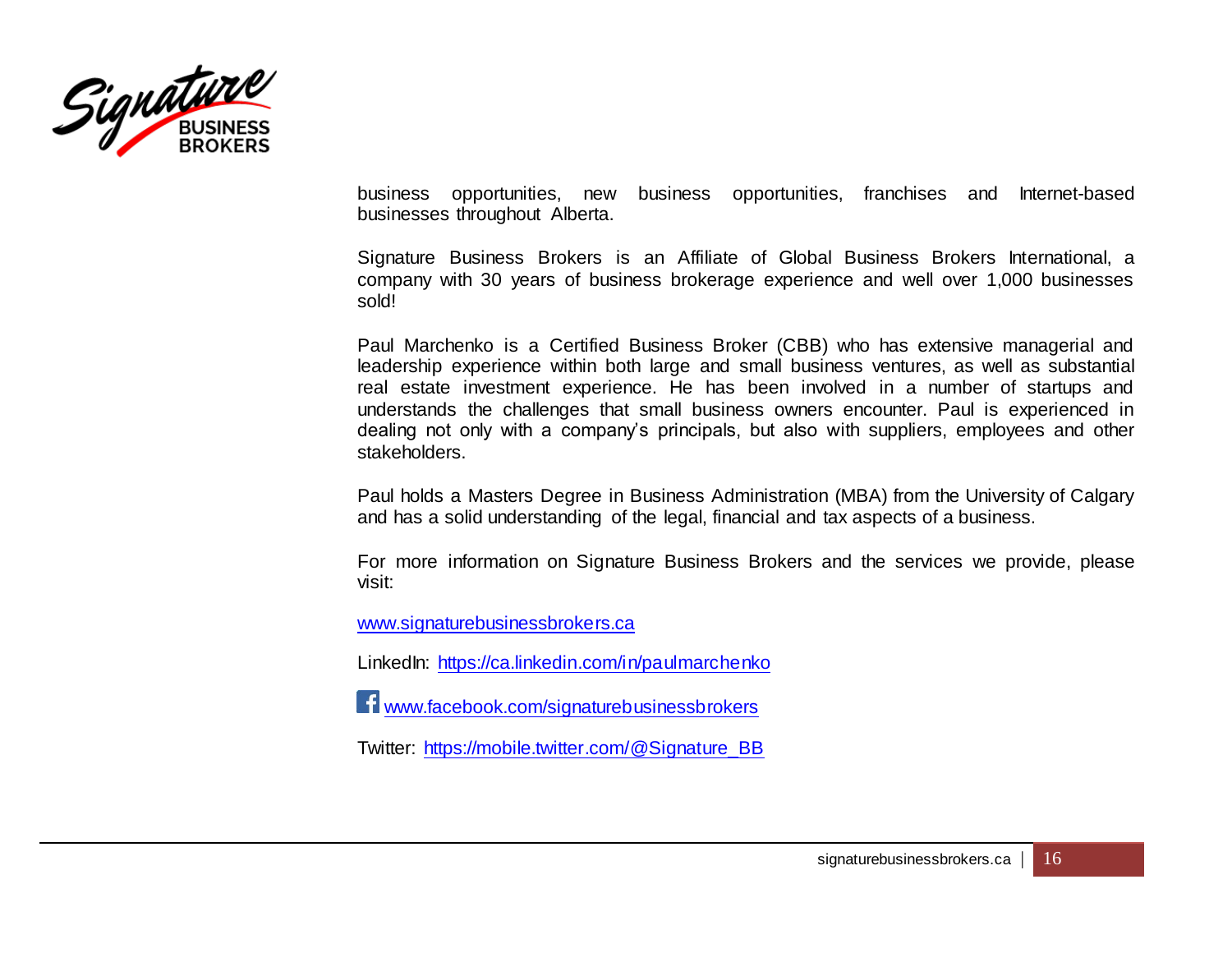business opportunities, new business opportunities, franchises and Internet-based businesses throughout Alberta.

Signature Business Brokers is an Affiliate of Global Business Brokers International, a company with 30 years of business brokerage experience and well over 1,000 businesses sold!

Paul Marchenko is a Certified Business Broker (CBB) who has extensive managerial and leadership experience within both large and small business ventures, as well as substantial real estate investment experience. He has been involved in a number of startups and understands the challenges that small business owners encounter. Paul is experienced in dealing not only with a company's principals, but also with suppliers, employees and other stakeholders.

Paul holds a Masters Degree in Business Administration (MBA) from the University of Calgary and has a solid understanding of the legal, financial and tax aspects of a business.

For more information on Signature Business Brokers and the services we provide, please visit:

www.signaturebusinessbrokers.ca

LinkedIn: https://ca.linkedin.com/in/paulmarchenko

www.facebook.com/signaturebusinessbrokers

Twitter: https://mobile.twitter.com/@Signature_BB